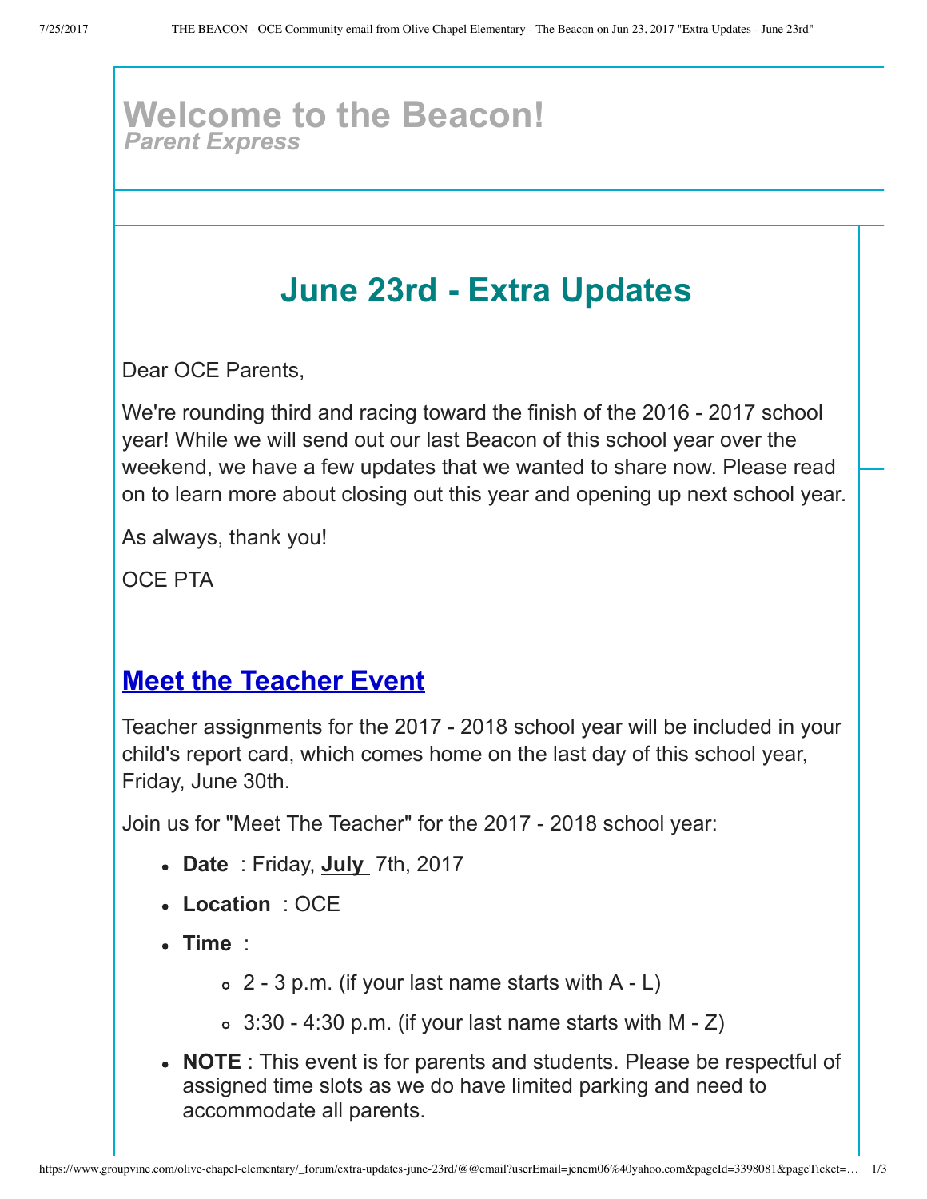# Welcome to the Beacon!
*Parent Express*

## June 23rd - Extra Updates

Dear OCE Parents,

We're rounding third and racing toward the finish of the 2016 - 2017 school year! While we will send out our last Beacon of this school year over the weekend, we have a few updates that we wanted to share now. Please read on to learn more about closing out this year and opening up next school year.

As always, thank you!

OCE PTA

## Meet the Teacher Event

Teacher assignments for the 2017 - 2018 school year will be included in your child's report card, which comes home on the last day of this school year, Friday, June 30th.

Join us for "Meet The Teacher" for the 2017 - 2018 school year:

- **Date** : Friday, **July** 7th, 2017
- **Location** : OCE
- **Time** :
  - 2 - 3 p.m. (if your last name starts with A - L)
  - 3:30 - 4:30 p.m. (if your last name starts with M - Z)
- **NOTE** : This event is for parents and students. Please be respectful of assigned time slots as we do have limited parking and need to accommodate all parents.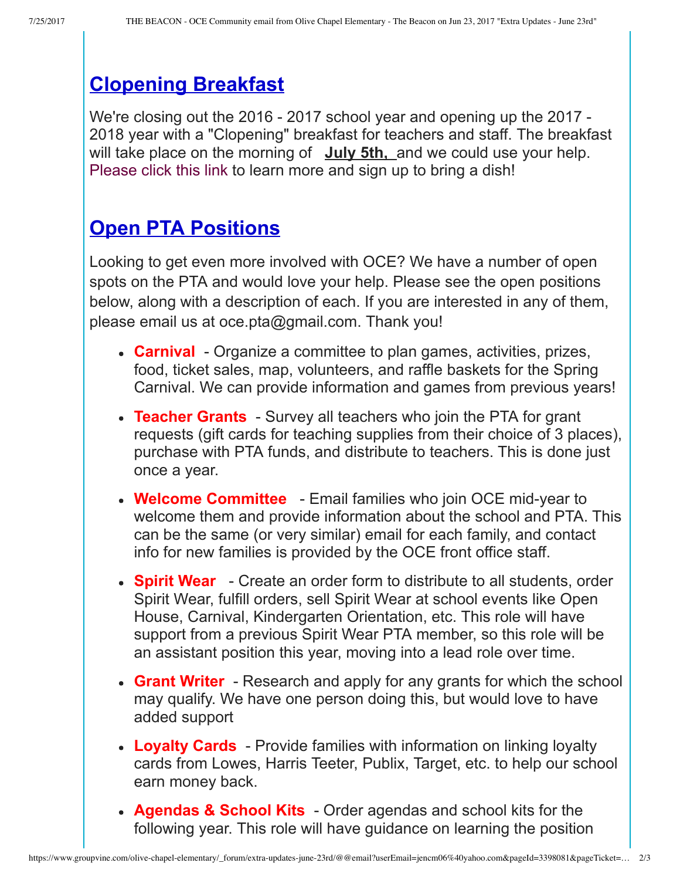## Clopening Breakfast

We're closing out the 2016 - 2017 school year and opening up the 2017 - 2018 year with a "Clopening" breakfast for teachers and staff. The breakfast will take place on the morning of **July 5th,** and we could use your help. Please click this link to learn more and sign up to bring a dish!

## Open PTA Positions

Looking to get even more involved with OCE? We have a number of open spots on the PTA and would love your help. Please see the open positions below, along with a description of each. If you are interested in any of them, please email us at oce.pta@gmail.com. Thank you!

- **Carnival** - Organize a committee to plan games, activities, prizes, food, ticket sales, map, volunteers, and raffle baskets for the Spring Carnival. We can provide information and games from previous years!
- **Teacher Grants** - Survey all teachers who join the PTA for grant requests (gift cards for teaching supplies from their choice of 3 places), purchase with PTA funds, and distribute to teachers. This is done just once a year.
- **Welcome Committee** - Email families who join OCE mid-year to welcome them and provide information about the school and PTA. This can be the same (or very similar) email for each family, and contact info for new families is provided by the OCE front office staff.
- **Spirit Wear** - Create an order form to distribute to all students, order Spirit Wear, fulfill orders, sell Spirit Wear at school events like Open House, Carnival, Kindergarten Orientation, etc. This role will have support from a previous Spirit Wear PTA member, so this role will be an assistant position this year, moving into a lead role over time.
- **Grant Writer** - Research and apply for any grants for which the school may qualify. We have one person doing this, but would love to have added support
- **Loyalty Cards** - Provide families with information on linking loyalty cards from Lowes, Harris Teeter, Publix, Target, etc. to help our school earn money back.
- **Agendas & School Kits** - Order agendas and school kits for the following year. This role will have guidance on learning the position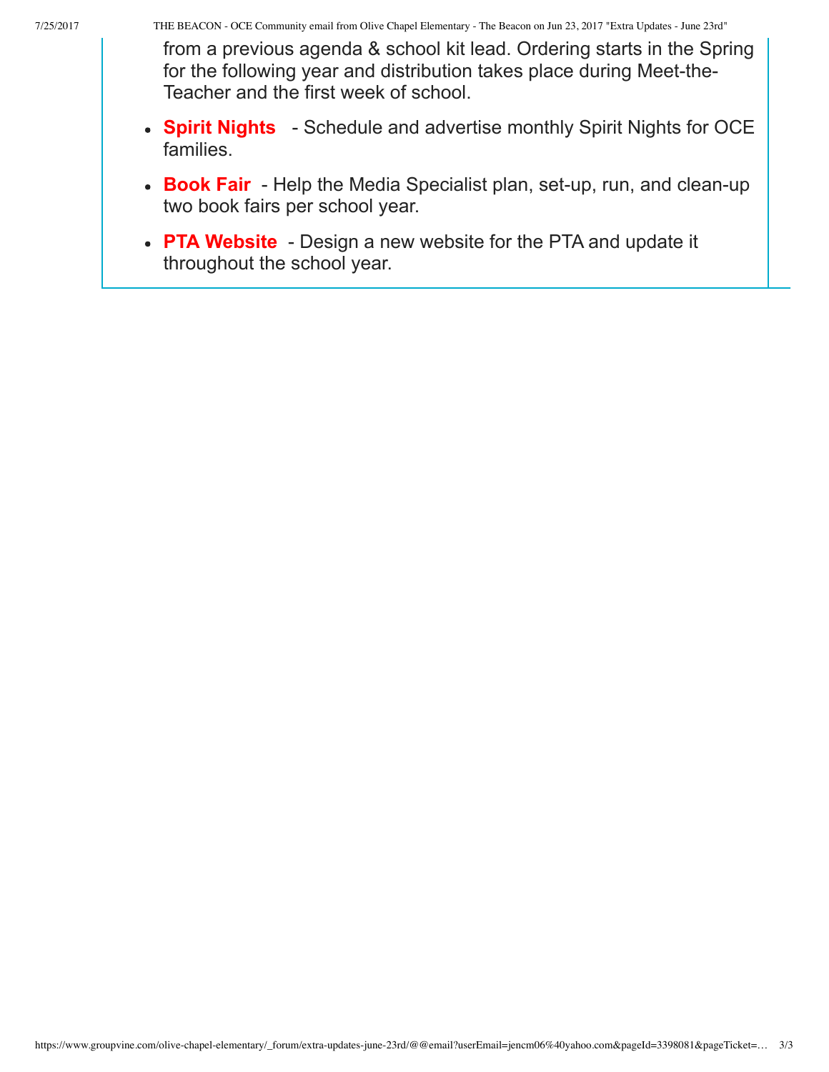from a previous agenda & school kit lead. Ordering starts in the Spring for the following year and distribution takes place during Meet-the-Teacher and the first week of school.

- **Spirit Nights** - Schedule and advertise monthly Spirit Nights for OCE families.
- **Book Fair** - Help the Media Specialist plan, set-up, run, and clean-up two book fairs per school year.
- **PTA Website** - Design a new website for the PTA and update it throughout the school year.